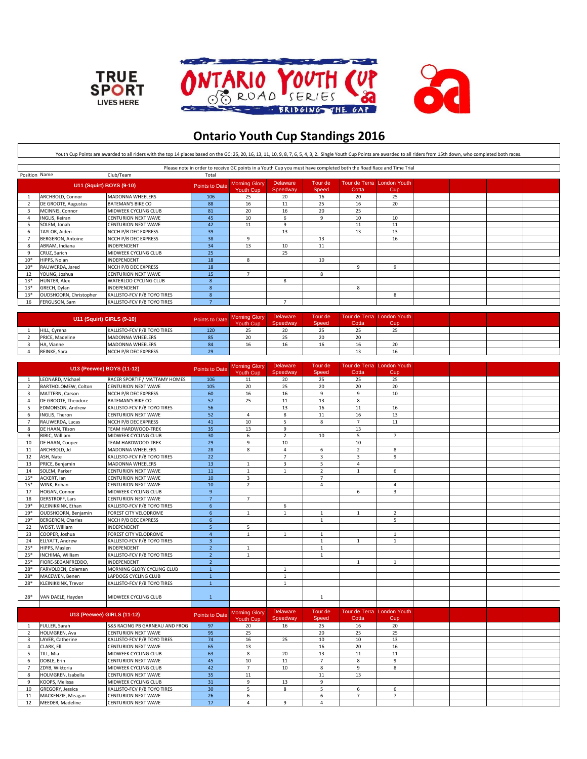# Ontario Youth Cup Standings 2016

Youth Cup Points are awarded to all riders with the top 14 places based on the GC: 25, 20, 16, 13, 11, 10, 9, 8, 7, 6, 5, 4, 3, 2. Single Youth Cup Points are awarded to all riders from 15th down, who completed both races.

Please note in order to receive GC points in a Youth Cup you must have completed both the Road Race and Time Trial

| Position | Name | Club/Team | Total | | | | | |
|---|---|---|---|---|---|---|---|---|
| | **U11 (Squirt) BOYS (9-10)** | | Points to Date | Morning Glory Youth Cup | Delaware Speedway | Tour de Speed | Tour de Terra Cotta | London Youth Cup |
| 1 | ARCHBOLD, Connor | MADONNA WHEELERS | 106 | 25 | 20 | 16 | 20 | 25 |
| 2 | DE GROOTE, Augustus | BATEMAN'S BIKE CO | 88 | 16 | 11 | 25 | 16 | 20 |
| 3 | MCINNIS, Connor | MIDWEEK CYCLING CLUB | 81 | 20 | 16 | 20 | 25 | |
| 4 | INGLIS, Keiran | CENTURION NEXT WAVE | 45 | 10 | 6 | 9 | 10 | 10 |
| 5 | SOLEM, Jonah | CENTURION NEXT WAVE | 42 | 11 | 9 | | 11 | 11 |
| 6 | TAYLOR, Aiden | NCCH P/B DEC EXPRESS | 39 | | 13 | | 13 | 13 |
| 7 | BERGERON, Antoine | NCCH P/B DEC EXPRESS | 38 | 9 | | 13 | | 16 |
| 8 | ABRAM, Indiana | INDEPENDENT | 34 | 13 | 10 | 11 | | |
| 9 | CRUZ, Sarich | MIDWEEK CYCLING CLUB | 25 | | 25 | | | |
| 10* | HIPPS, Nolan | INDEPENDENT | 18 | 8 | | 10 | | |
| 10* | RAUWERDA, Jared | NCCH P/B DEC EXPRESS | 18 | | | | 9 | 9 |
| 12 | YOUNG, Joshua | CENTURION NEXT WAVE | 15 | 7 | | 8 | | |
| 13* | HUNTER, Alex | WATERLOO CYCLING CLUB | 8 | | 8 | | | |
| 13* | GRECH, Dylan | INDEPENDENT | 8 | | | | 8 | |
| 13* | OUDSHOORN, Christopher | KALLISTO-FCV P/B TOYO TIRES | 8 | | | | | 8 |
| 16 | FERGUSON, Sam | KALLISTO-FCV P/B TOYO TIRES | 7 | | 7 | | | |

| | **U11 (Squirt) GIRLS (9-10)** | | Points to Date | Morning Glory Youth Cup | Delaware Speedway | Tour de Speed | Tour de Terra Cotta | London Youth Cup |
|---|---|---|---|---|---|---|---|---|
| 1 | HILL, Cyrena | KALLISTO-FCV P/B TOYO TIRES | 120 | 25 | 20 | 25 | 25 | 25 |
| 2 | PRICE, Madeline | MADONNA WHEELERS | 85 | 20 | 25 | 20 | 20 | |
| 3 | HA, Vianne | MADONNA WHEELERS | 84 | 16 | 16 | 16 | 16 | 20 |
| 4 | REINKE, Sara | NCCH P/B DEC EXPRESS | 29 | | | | 13 | 16 |

| | **U13 (Peewee) BOYS (11-12)** | | Points to Date | Morning Glory Youth Cup | Delaware Speedway | Tour de Speed | Tour de Terra Cotta | London Youth Cup |
|---|---|---|---|---|---|---|---|---|
| 1 | LEONARD, Michael | RACER SPORTIF / MATTAMY HOMES | 106 | 11 | 20 | 25 | 25 | 25 |
| 2 | BARTHOLOMEW, Colton | CENTURION NEXT WAVE | 105 | 20 | 25 | 20 | 20 | 20 |
| 3 | MATTERN, Carson | NCCH P/B DEC EXPRESS | 60 | 16 | 16 | 9 | 9 | 10 |
| 4 | DE GROOTE, Theodore | BATEMAN'S BIKE CO | 57 | 25 | 11 | 13 | 8 | |
| 5 | EDMONSON, Andrew | KALLISTO-FCV P/B TOYO TIRES | 56 | | 13 | 16 | 11 | 16 |
| 6 | INGLIS, Theron | CENTURION NEXT WAVE | 52 | 4 | 8 | 11 | 16 | 13 |
| 7 | RAUWERDA, Lucas | NCCH P/B DEC EXPRESS | 41 | 10 | 5 | 8 | 7 | 11 |
| 8 | DE HAAN, Tilson | TEAM HARDWOOD-TREK | 35 | 13 | 9 | | 13 | |
| 9 | BIBIC, William | MIDWEEK CYCLING CLUB | 30 | 6 | 2 | 10 | 5 | 7 |
| 10 | DE HAAN, Cooper | TEAM HARDWOOD-TREK | 29 | 9 | 10 | | 10 | |
| 11 | ARCHBOLD, Jd | MADONNA WHEELERS | 28 | 8 | 4 | 6 | 2 | 8 |
| 12 | ASH, Nate | KALLISTO-FCV P/B TOYO TIRES | 22 | | 7 | 3 | 3 | 9 |
| 13 | PRICE, Benjamin | MADONNA WHEELERS | 13 | 1 | 3 | 5 | 4 | |
| 14 | SOLEM, Parker | CENTURION NEXT WAVE | 11 | 1 | 1 | 2 | 1 | 6 |
| 15* | ACKERT, Ian | CENTURION NEXT WAVE | 10 | 3 | | 7 | | |
| 15* | WINK, Rohan | CENTURION NEXT WAVE | 10 | 2 | | 4 | | 4 |
| 17 | HOGAN, Connor | MIDWEEK CYCLING CLUB | 9 | | | | 6 | 3 |
| 18 | DERSTROFF, Lars | CENTURION NEXT WAVE | 7 | 7 | | | | |
| 19* | KLEINIKKINK, Ethan | KALLISTO-FCV P/B TOYO TIRES | 6 | | 6 | | | |
| 19* | OUDSHOORN, Benjamin | FOREST CITY VELODROME | 6 | 1 | 1 | 1 | 1 | 2 |
| 19* | BERGERON, Charles | NCCH P/B DEC EXPRESS | 6 | | | 1 | | 5 |
| 22 | WEIST, William | INDEPENDENT | 5 | 5 | | | | |
| 23 | COOPER, Joshua | FOREST CITY VELODROME | 4 | 1 | 1 | 1 | | 1 |
| 24 | ELLYATT, Andrew | KALLISTO-FCV P/B TOYO TIRES | 3 | | | 1 | 1 | 1 |
| 25* | HIPPS, Maslen | INDEPENDENT | 2 | 1 | | 1 | | |
| 25* | INCHIMA, William | KALLISTO-FCV P/B TOYO TIRES | 2 | 1 | | 1 | | |
| 25* | FIORE-SEGANFREDDO, | INDEPENDENT | 2 | | | | 1 | 1 |
| 28* | FARVOLDEN, Coleman | MORNING GLORY CYCLING CLUB | 1 | | 1 | | | |
| 28* | MACEWEN, Benen | LAPDOGS CYCLING CLUB | 1 | | 1 | | | |
| 28* | KLEINIKKINK, Trevor | KALLISTO-FCV P/B TOYO TIRES | 1 | | 1 | | | |
| 28* | VAN DAELE, Hayden | MIDWEEK CYCLING CLUB | 1 | | | 1 | | |

| | **U13 (Peewee) GIRLS (11-12)** | | Points to Date | Morning Glory Youth Cup | Delaware Speedway | Tour de Speed | Tour de Terra Cotta | London Youth Cup |
|---|---|---|---|---|---|---|---|---|
| 1 | FULLER, Sarah | S&S RACING PB GARNEAU AND FROG | 97 | 20 | 16 | 25 | 16 | 20 |
| 2 | HOLMGREN, Ava | CENTURION NEXT WAVE | 95 | 25 | | 20 | 25 | 25 |
| 3 | LAVER, Catherine | KALLISTO-FCV P/B TOYO TIRES | 74 | 16 | 25 | 10 | 10 | 13 |
| 4 | CLARK, Elli | CENTURION NEXT WAVE | 65 | 13 | | 16 | 20 | 16 |
| 5 | TILL, Mia | MIDWEEK CYCLING CLUB | 63 | 8 | 20 | 13 | 11 | 11 |
| 6 | DOBLE, Erin | CENTURION NEXT WAVE | 45 | 10 | 11 | 7 | 8 | 9 |
| 7 | ZDYB, Wiktoria | MIDWEEK CYCLING CLUB | 42 | 7 | 10 | 8 | 9 | 8 |
| 8 | HOLMGREN, Isabella | CENTURION NEXT WAVE | 35 | 11 | | 11 | 13 | |
| 9 | KOOPS, Melissa | MIDWEEK CYCLING CLUB | 31 | 9 | 13 | 9 | | |
| 10 | GREGORY, Jessica | KALLISTO-FCV P/B TOYO TIRES | 30 | 5 | 8 | 5 | 6 | 6 |
| 11 | MACKENZIE, Meagan | CENTURION NEXT WAVE | 26 | 6 | | 6 | 7 | 7 |
| 12 | MEEDER, Madeline | CENTURION NEXT WAVE | 17 | 4 | 9 | 4 | | |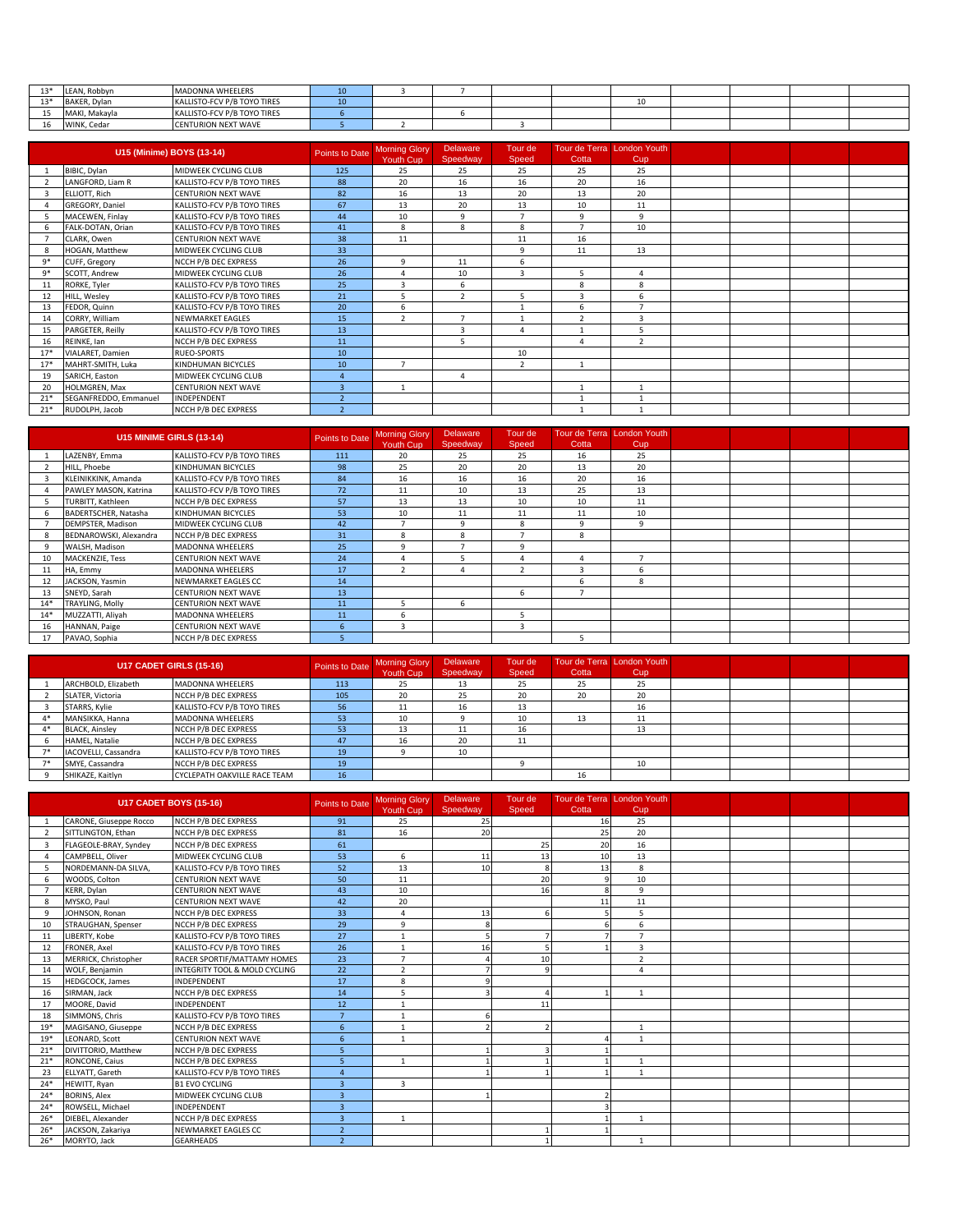| | | | | | | | | | | | | | |
|---|---|---|---|---|---|---|---|---|---|---|---|---|---|
| 13* | LEAN, Robbyn | MADONNA WHEELERS | 10 | 3 | 7 | | | | | | | | |
| 13* | BAKER, Dylan | KALLISTO-FCV P/B TOYO TIRES | 10 | | | | | 10 | | | | | |
| 15 | MAKI, Makayla | KALLISTO-FCV P/B TOYO TIRES | 6 | | 6 | | | | | | | | |
| 16 | WINK, Cedar | CENTURION NEXT WAVE | 5 | 2 | | 3 | | | | | | | |

| | U15 (Minime) BOYS (13-14) | | Points to Date | Morning Glory Youth Cup | Delaware Speedway | Tour de Speed | Tour de Terra Cotta | London Youth Cup | | | | | |
|---|---|---|---|---|---|---|---|---|---|---|---|---|---|
| 1 | BIBIC, Dylan | MIDWEEK CYCLING CLUB | 125 | 25 | 25 | 25 | 25 | 25 | | | | | |
| 2 | LANGFORD, Liam R | KALLISTO-FCV P/B TOYO TIRES | 88 | 20 | 16 | 16 | 20 | 16 | | | | | |
| 3 | ELLIOTT, Rich | CENTURION NEXT WAVE | 82 | 16 | 13 | 20 | 13 | 20 | | | | | |
| 4 | GREGORY, Daniel | KALLISTO-FCV P/B TOYO TIRES | 67 | 13 | 20 | 13 | 10 | 11 | | | | | |
| 5 | MACEWEN, Finlay | KALLISTO-FCV P/B TOYO TIRES | 44 | 10 | 9 | 7 | 9 | 9 | | | | | |
| 6 | FALK-DOTAN, Orian | KALLISTO-FCV P/B TOYO TIRES | 41 | 8 | 8 | 8 | 7 | 10 | | | | | |
| 7 | CLARK, Owen | CENTURION NEXT WAVE | 38 | 11 | | 11 | 16 | | | | | | |
| 8 | HOGAN, Matthew | MIDWEEK CYCLING CLUB | 33 | | | 9 | 11 | 13 | | | | | |
| 9* | CUFF, Gregory | NCCH P/B DEC EXPRESS | 26 | 9 | 11 | 6 | | | | | | | |
| 9* | SCOTT, Andrew | MIDWEEK CYCLING CLUB | 26 | 4 | 10 | 3 | 5 | 4 | | | | | |
| 11 | RORKE, Tyler | KALLISTO-FCV P/B TOYO TIRES | 25 | 3 | 6 | | 8 | 8 | | | | | |
| 12 | HILL, Wesley | KALLISTO-FCV P/B TOYO TIRES | 21 | 5 | 2 | 5 | 3 | 6 | | | | | |
| 13 | FEDOR, Quinn | KALLISTO-FCV P/B TOYO TIRES | 20 | 6 | | 1 | 6 | 7 | | | | | |
| 14 | CORRY, William | NEWMARKET EAGLES | 15 | 2 | 7 | 1 | 2 | 3 | | | | | |
| 15 | PARGETER, Reilly | KALLISTO-FCV P/B TOYO TIRES | 13 | | 3 | 4 | 1 | 5 | | | | | |
| 16 | REINKE, Ian | NCCH P/B DEC EXPRESS | 11 | | 5 | | 4 | 2 | | | | | |
| 17* | VIALARET, Damien | RUEO-SPORTS | 10 | | | 10 | | | | | | | |
| 17* | MAHRT-SMITH, Luka | KINDHUMAN BICYCLES | 10 | 7 | | 2 | 1 | | | | | | |
| 19 | SARICH, Easton | MIDWEEK CYCLING CLUB | 4 | | 4 | | | | | | | | |
| 20 | HOLMGREN, Max | CENTURION NEXT WAVE | 3 | 1 | | | 1 | 1 | | | | | |
| 21* | SEGANFREDDO, Emmanuel | INDEPENDENT | 2 | | | | 1 | 1 | | | | | |
| 21* | RUDOLPH, Jacob | NCCH P/B DEC EXPRESS | 2 | | | | 1 | 1 | | | | | |

| | U15 MINIME GIRLS (13-14) | | Points to Date | Morning Glory Youth Cup | Delaware Speedway | Tour de Speed | Tour de Terra Cotta | London Youth Cup | | | | | |
|---|---|---|---|---|---|---|---|---|---|---|---|---|---|
| 1 | LAZENBY, Emma | KALLISTO-FCV P/B TOYO TIRES | 111 | 20 | 25 | 25 | 16 | 25 | | | | | |
| 2 | HILL, Phoebe | KINDHUMAN BICYCLES | 98 | 25 | 20 | 20 | 13 | 20 | | | | | |
| 3 | KLEINIKKINK, Amanda | KALLISTO-FCV P/B TOYO TIRES | 84 | 16 | 16 | 16 | 20 | 16 | | | | | |
| 4 | PAWLEY MASON, Katrina | KALLISTO-FCV P/B TOYO TIRES | 72 | 11 | 10 | 13 | 25 | 13 | | | | | |
| 5 | TURBITT, Kathleen | NCCH P/B DEC EXPRESS | 57 | 13 | 13 | 10 | 10 | 11 | | | | | |
| 6 | BADERTSCHER, Natasha | KINDHUMAN BICYCLES | 53 | 10 | 11 | 11 | 11 | 10 | | | | | |
| 7 | DEMPSTER, Madison | MIDWEEK CYCLING CLUB | 42 | 7 | 9 | 8 | 9 | 9 | | | | | |
| 8 | BEDNAROWSKI, Alexandra | NCCH P/B DEC EXPRESS | 31 | 8 | 8 | 7 | 8 | | | | | | |
| 9 | WALSH, Madison | MADONNA WHEELERS | 25 | 9 | 7 | 9 | | | | | | | |
| 10 | MACKENZIE, Tess | CENTURION NEXT WAVE | 24 | 4 | 5 | 4 | 4 | 7 | | | | | |
| 11 | HA, Emmy | MADONNA WHEELERS | 17 | 2 | 4 | 2 | 3 | 6 | | | | | |
| 12 | JACKSON, Yasmin | NEWMARKET EAGLES CC | 14 | | | | 6 | 8 | | | | | |
| 13 | SNEYD, Sarah | CENTURION NEXT WAVE | 13 | | | 6 | 7 | | | | | | |
| 14* | TRAYLING, Molly | CENTURION NEXT WAVE | 11 | 5 | 6 | | | | | | | | |
| 14* | MUZZATTI, Aliyah | MADONNA WHEELERS | 11 | 6 | | 5 | | | | | | | |
| 16 | HANNAN, Paige | CENTURION NEXT WAVE | 6 | 3 | | 3 | | | | | | | |
| 17 | PAVAO, Sophia | NCCH P/B DEC EXPRESS | 5 | | | | 5 | | | | | | |

| | U17 CADET GIRLS (15-16) | | Points to Date | Morning Glory Youth Cup | Delaware Speedway | Tour de Speed | Tour de Terra Cotta | London Youth Cup | | | | | |
|---|---|---|---|---|---|---|---|---|---|---|---|---|---|
| 1 | ARCHBOLD, Elizabeth | MADONNA WHEELERS | 113 | 25 | 13 | 25 | 25 | 25 | | | | | |
| 2 | SLATER, Victoria | NCCH P/B DEC EXPRESS | 105 | 20 | 25 | 20 | 20 | 20 | | | | | |
| 3 | STARRS, Kylie | KALLISTO-FCV P/B TOYO TIRES | 56 | 11 | 16 | 13 | | 16 | | | | | |
| 4* | MANSIKKA, Hanna | MADONNA WHEELERS | 53 | 10 | 9 | 10 | 13 | 11 | | | | | |
| 4* | BLACK, Ainsley | NCCH P/B DEC EXPRESS | 53 | 13 | 11 | 16 | | 13 | | | | | |
| 6 | HAMEL, Natalie | NCCH P/B DEC EXPRESS | 47 | 16 | 20 | 11 | | | | | | | |
| 7* | IACOVELLI, Cassandra | KALLISTO-FCV P/B TOYO TIRES | 19 | 9 | 10 | | | | | | | | |
| 7* | SMYE, Cassandra | NCCH P/B DEC EXPRESS | 19 | | | 9 | | 10 | | | | | |
| 9 | SHIKAZE, Kaitlyn | CYCLEPATH OAKVILLE RACE TEAM | 16 | | | | 16 | | | | | | |

| | U17 CADET BOYS (15-16) | | Points to Date | Morning Glory Youth Cup | Delaware Speedway | Tour de Speed | Tour de Terra Cotta | London Youth Cup | | | | | |
|---|---|---|---|---|---|---|---|---|---|---|---|---|---|
| 1 | CARONE, Giuseppe Rocco | NCCH P/B DEC EXPRESS | 91 | 25 | 25 | | 16 | 25 | | | | | |
| 2 | SITTLINGTON, Ethan | NCCH P/B DEC EXPRESS | 81 | 16 | 20 | | 25 | 20 | | | | | |
| 3 | FLAGEOLE-BRAY, Syndey | NCCH P/B DEC EXPRESS | 61 | | | 25 | 20 | 16 | | | | | |
| 4 | CAMPBELL, Oliver | MIDWEEK CYCLING CLUB | 53 | 6 | 11 | 13 | 10 | 13 | | | | | |
| 5 | NORDEMANN-DA SILVA, | KALLISTO-FCV P/B TOYO TIRES | 52 | 13 | 10 | 8 | 13 | 8 | | | | | |
| 6 | WOODS, Colton | CENTURION NEXT WAVE | 50 | 11 | | 20 | 9 | 10 | | | | | |
| 7 | KERR, Dylan | CENTURION NEXT WAVE | 43 | 10 | | 16 | 8 | 9 | | | | | |
| 8 | MYSKO, Paul | CENTURION NEXT WAVE | 42 | 20 | | | 11 | 11 | | | | | |
| 9 | JOHNSON, Ronan | NCCH P/B DEC EXPRESS | 33 | 4 | 13 | 6 | 5 | 5 | | | | | |
| 10 | STRAUGHAN, Spenser | NCCH P/B DEC EXPRESS | 29 | 9 | 8 | | 6 | 6 | | | | | |
| 11 | LIBERTY, Kobe | KALLISTO-FCV P/B TOYO TIRES | 27 | 1 | 5 | 7 | 7 | 7 | | | | | |
| 12 | FRONER, Axel | KALLISTO-FCV P/B TOYO TIRES | 26 | 1 | 16 | 5 | 1 | 3 | | | | | |
| 13 | MERRICK, Christopher | RACER SPORTIF/MATTAMY HOMES | 23 | 7 | 4 | 10 | | 2 | | | | | |
| 14 | WOLF, Benjamin | INTEGRITY TOOL & MOLD CYCLING | 22 | 2 | 7 | 9 | | 4 | | | | | |
| 15 | HEDGCOCK, James | INDEPENDENT | 17 | 8 | 9 | | | | | | | | |
| 16 | SIRMAN, Jack | NCCH P/B DEC EXPRESS | 14 | 5 | 3 | 4 | 1 | 1 | | | | | |
| 17 | MOORE, David | INDEPENDENT | 12 | 1 | | 11 | | | | | | | |
| 18 | SIMMONS, Chris | KALLISTO-FCV P/B TOYO TIRES | 7 | 1 | 6 | | | | | | | | |
| 19* | MAGISANO, Giuseppe | NCCH P/B DEC EXPRESS | 6 | 1 | 2 | 2 | | 1 | | | | | |
| 19* | LEONARD, Scott | CENTURION NEXT WAVE | 6 | 1 | | | 4 | 1 | | | | | |
| 21* | DIVITTORIO, Matthew | NCCH P/B DEC EXPRESS | 5 | | 1 | 3 | 1 | | | | | | |
| 21* | RONCONE, Caius | NCCH P/B DEC EXPRESS | 5 | 1 | 1 | 1 | 1 | 1 | | | | | |
| 23 | ELLYATT, Gareth | KALLISTO-FCV P/B TOYO TIRES | 4 | | 1 | 1 | 1 | 1 | | | | | |
| 24* | HEWITT, Ryan | B1 EVO CYCLING | 3 | 3 | | | | | | | | | |
| 24* | BORINS, Alex | MIDWEEK CYCLING CLUB | 3 | | 1 | | 2 | | | | | | |
| 24* | ROWSELL, Michael | INDEPENDENT | 3 | | | | 3 | | | | | | |
| 26* | DIEBEL, Alexander | NCCH P/B DEC EXPRESS | 3 | 1 | | | 1 | 1 | | | | | |
| 26* | JACKSON, Zakariya | NEWMARKET EAGLES CC | 2 | | | 1 | 1 | | | | | | |
| 26* | MORYTO, Jack | GEARHEADS | 2 | | | 1 | | 1 | | | | | |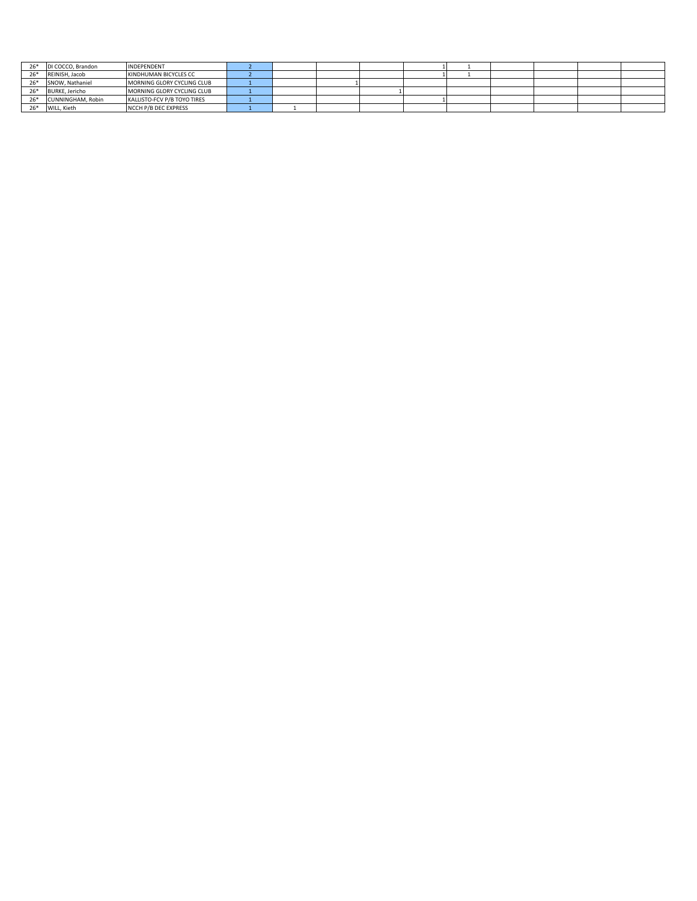| | | | | | | | | | | | | |
|---|---|---|---|---|---|---|---|---|---|---|---|---|
| 26* | DI COCCO, Brandon | INDEPENDENT | 2 | | | | 1 | 1 | | | | |
| 26* | REINISH, Jacob | KINDHUMAN BICYCLES CC | 2 | | | | 1 | 1 | | | | |
| 26* | SNOW, Nathaniel | MORNING GLORY CYCLING CLUB | 1 | | 1 | | | | | | | |
| 26* | BURKE, Jericho | MORNING GLORY CYCLING CLUB | 1 | | | 1 | | | | | | |
| 26* | CUNNINGHAM, Robin | KALLISTO-FCV P/B TOYO TIRES | 1 | | | | 1 | | | | | |
| 26* | WILL, Kieth | NCCH P/B DEC EXPRESS | 1 | 1 | | | | | | | | |